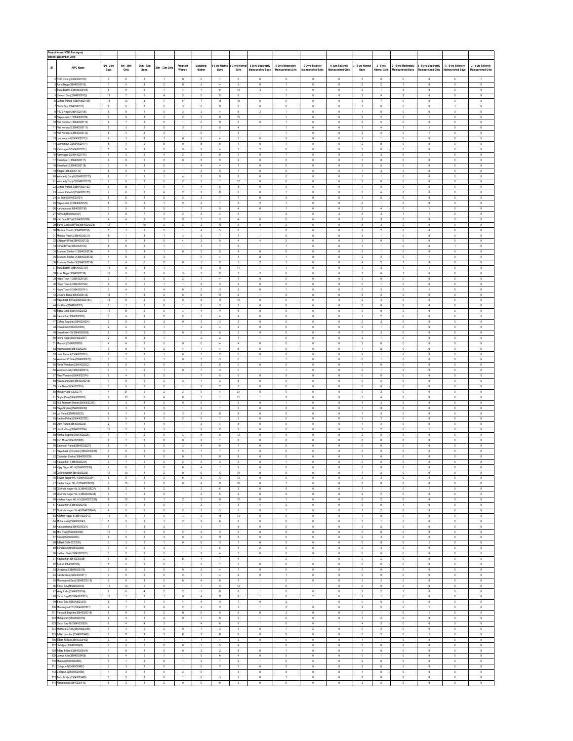**Project Name: ICDS Ferrargunj**

**Month: September, 2018**

| Sl | AWC Name | 6m - 36m Boys | 6m - 36m Girls | 36m - 72m Boys | 36m - 72m Girls | Pregnant Women | Lactating Mother | 0-3 yrs Normal Boys | 0-3 yrs Normal Girls | 0-3yrs Moderately Malnourished Boys | 0-3yrs Moderately Malnourished Girls | 0-3yrs Severely Malnourished Boys | 0-3yrs Severely Malnourished Girls | 3 - 5 yrs Normal Boys | 3 - 5 yrs Normal Girls | 3 - 5 yrs Moderately Malnourished Boys | 3 - 5 yrs Moderately Malnourished Girls | 3 - 5 yrs Severely Malnourished Boys | 3 - 5 yrs Severely Malnourished Girls |
|---|---|---|---|---|---|---|---|---|---|---|---|---|---|---|---|---|---|---|---|
| 2 | RCO Colony(35640020102) | 7 | 6 | 5 | 1 | 0 | 0 | 7 | 6 | 0 | 0 | 0 | 0 | 5 | 0 | 0 | 0 | 0 | 1 |
| 3 | Anna Nagar(35640020103) | 1 | 4 | 3 | 2 | 0 | 5 | 4 | 5 | 0 | 1 | 0 | 0 | 2 | 2 | 1 | 0 | 0 | 0 |
| 4 | Tapu Basthi II(35640020104) | 8 | 11 | 6 | 1 | 4 | 1 | 6 | 10 | 3 | 1 | 0 | 0 | 2 | 1 | 4 | 0 | 0 | 0 |
| 5 | Stewart Gunj(35640020105) | 13 | 7 | 5 | 4 | 2 | 0 | 12 | 6 | 1 | 1 | 0 | 0 | 3 | 4 | 2 | 0 | 0 | 0 |
| 6 | Lamba Pahad-1(35640020106) | 13 | 13 | 3 | 7 | 6 | 7 | 15 | 18 | 0 | 0 | 0 | 0 | 3 | 7 | 0 | 0 | 0 | 0 |
| 7 | North Bay(35640020107) | 9 | 6 | 2 | 0 | 3 | 0 | 9 | 6 | 0 | 0 | 0 | 0 | 1 | 0 | 0 | 0 | 1 | 0 |
| 8 | P K S Nagar(35640020108) | 5 | 5 | 1 | 0 | 3 | 2 | 4 | 5 | 2 | 1 | 0 | 0 | 1 | 0 | 0 | 0 | 0 | 0 |
| 9 | Nayapuram-1(35640020109) | 6 | 9 | 3 | 3 | 2 | 5 | 8 | 10 | 1 | 1 | 0 | 0 | 3 | 2 | 0 | 1 | 0 | 0 |
| 10 | Neil Kendra-1(35640020110) | 9 | 7 | 5 | 5 | 1 | 0 | 9 | 6 | 0 | 1 | 0 | 0 | 5 | 5 | 0 | 0 | 0 | 0 |
| 11 | Neil Kendra-2(35640020111) | 5 | 3 | 2 | 5 | 3 | 3 | 5 | 4 | 1 | 1 | 0 | 0 | 1 | 4 | 1 | 1 | 0 | 0 |
| 12 | Neil Kendra-3(35640020112) | 8 | 4 | 2 | 3 | 1 | 0 | 7 | 3 | 1 | 1 | 0 | 0 | 2 | 2 | 0 | 1 | 0 | 0 |
| 13 | Laxmanpur-1(35640020113) | 4 | 3 | 1 | 1 | 0 | 0 | 4 | 3 | 0 | 0 | 0 | 0 | 1 | 1 | 0 | 0 | 0 | 0 |
| 14 | Laxmanpur-2(35640020114) | 5 | 4 | 2 | 5 | 0 | 5 | 6 | 7 | 0 | 1 | 0 | 0 | 2 | 5 | 0 | 0 | 0 | 0 |
| 15 | Ramnagar-1(35640020115) | 5 | 6 | 3 | 0 | 3 | 2 | 4 | 7 | 2 | 0 | 0 | 0 | 3 | 0 | 0 | 0 | 0 | 0 |
| 16 | Ramnagar-2(35640020116) | 6 | 3 | 2 | 4 | 2 | 3 | 8 | 3 | 0 | 1 | 0 | 0 | 2 | 3 | 0 | 1 | 0 | 0 |
| 17 | Bharatpur-1(35640020117) | 9 | 8 | 1 | 0 | 0 | 5 | 13 | 9 | 0 | 0 | 0 | 0 | 1 | 0 | 0 | 0 | 0 | 0 |
| 18 | Bharatpur-2(35640020118) | 3 | 4 | 3 | 5 | 1 | 4 | 4 | 7 | 0 | 0 | 0 | 0 | 3 | 5 | 0 | 0 | 0 | 0 |
| 19 | Sitapur(35640020119) | 8 | 0 | 1 | 3 | 1 | 3 | 10 | 1 | 0 | 0 | 0 | 0 | 1 | 3 | 0 | 0 | 0 | 0 |
| 20 | Wimberly Gunj-6(35640020120) | 8 | 7 | 1 | 1 | 4 | 2 | 9 | 8 | 0 | 0 | 0 | 0 | 1 | 1 | 0 | 0 | 0 | 0 |
| 21 | Wimberly Gunj-7(35640020121) | 6 | 8 | 2 | 0 | 2 | 5 | 7 | 12 | 0 | 0 | 0 | 0 | 2 | 0 | 0 | 0 | 0 | 0 |
| 22 | Lamba Pahad-2(35640020122) | 6 | 6 | 0 | 0 | 4 | 4 | 8 | 8 | 0 | 0 | 0 | 0 | 0 | 0 | 0 | 0 | 0 | 0 |
| 23 | Lamba Pahad-3(35640020123) | 7 | 6 | 0 | 4 | 2 | 2 | 8 | 6 | 0 | 1 | 0 | 0 | 0 | 4 | 0 | 0 | 0 | 0 |
| 24 | Lal Bijahi(35640020124) | 5 | 6 | 1 | 5 | 2 | 3 | 7 | 7 | 0 | 0 | 0 | 0 | 1 | 5 | 0 | 0 | 0 | 0 |
| 25 | Nayapuram-2(35640020125) | 8 | 5 | 2 | 1 | 2 | 2 | 7 | 5 | 2 | 1 | 0 | 0 | 2 | 1 | 0 | 0 | 0 | 0 |
| 26 | Kanyapuram(35640020126) | 3 | 5 | 2 | 5 | 1 | 2 | 5 | 4 | 0 | 1 | 0 | 0 | 2 | 4 | 0 | 1 | 0 | 0 |
| 27 | NilPhad(35640020127) | 4 | 8 | 7 | 4 | 2 | 3 | 4 | 6 | 1 | 2 | 0 | 2 | 6 | 3 | 1 | 1 | 0 | 0 |
| 28 | Khiri Side B/Flat(35640020128) | 4 | 4 | 2 | 3 | 3 | 1 | 5 | 4 | 0 | 0 | 0 | 0 | 2 | 3 | 0 | 0 | 0 | 0 |
| 29 | Surya Chakra B/Flat(35640020129) | 12 | 7 | 10 | 3 | 2 | 2 | 13 | 6 | 0 | 2 | 0 | 0 | 8 | 3 | 2 | 0 | 0 | 0 |
| 30 | Medical Phad-1(35640020130) | 5 | 3 | 2 | 2 | 1 | 4 | 5 | 6 | 1 | 0 | 0 | 0 | 2 | 2 | 0 | 0 | 0 | 0 |
| 31 | Medical Phad-2(35640020131) | 5 | 1 | 3 | 1 | 3 | 3 | 7 | 1 | 1 | 0 | 0 | 0 | 3 | 1 | 0 | 0 | 0 | 0 |
| 32 | V.Nagar B/Flat(35640020132) | 7 | 6 | 3 | 0 | 4 | 2 | 5 | 4 | 4 | 2 | 0 | 0 | 3 | 0 | 0 | 0 | 0 | 0 |
| 33 | C/Hall B/Flat(35640020133) | 8 | 6 | 2 | 1 | 1 | 1 | 7 | 6 | 1 | 1 | 0 | 0 | 1 | 1 | 0 | 0 | 1 | 0 |
| 34 | Tsunami Shelter-1(35640020134) | 4 | 3 | 3 | 1 | 0 | 2 | 5 | 4 | 0 | 0 | 0 | 0 | 3 | 1 | 0 | 0 | 0 | 0 |
| 35 | Tsunami Shelter-2(35640020135) | 4 | 5 | 2 | 3 | 1 | 0 | 4 | 4 | 0 | 1 | 0 | 0 | 2 | 2 | 0 | 1 | 0 | 0 |
| 36 | Tsunami Shelter-3(35640020136) | 3 | 4 | 5 | 2 | 0 | 3 | 2 | 5 | 2 | 1 | 0 | 0 | 4 | 2 | 1 | 0 | 0 | 0 |
| 37 | Tapu Basthi-1(35640020137) | 14 | 8 | 8 | 4 | 1 | 8 | 17 | 11 | 1 | 1 | 0 | 0 | 7 | 3 | 1 | 1 | 0 | 0 |
| 38 | Azad Nagar(35640020138) | 10 | 6 | 2 | 6 | 3 | 3 | 10 | 7 | 2 | 0 | 0 | 0 | 1 | 6 | 1 | 0 | 0 | 0 |
| 39 | Hope Town-1(35640020139) | 3 | 7 | 0 | 0 | 2 | 1 | 4 | 7 | 0 | 0 | 0 | 0 | 0 | 0 | 0 | 0 | 0 | 0 |
| 40 | Hope Town-2(35640020140) | 2 | 5 | 0 | 1 | 1 | 2 | 3 | 4 | 0 | 2 | 0 | 0 | 0 | 1 | 0 | 0 | 0 | 0 |
| 41 | Hope Town-3(35640020141) | 3 | 4 | 0 | 4 | 0 | 2 | 3 | 5 | 0 | 1 | 0 | 0 | 0 | 3 | 0 | 1 | 0 | 0 |
| 42 | Chunna Batta(35640020142) | 13 | 7 | 5 | 2 | 8 | 6 | 16 | 9 | 1 | 0 | 0 | 0 | 5 | 2 | 0 | 0 | 0 | 0 |
| 43 | Naya basti B/Flat(35640020143) | 13 | 8 | 2 | 3 | 0 | 5 | 16 | 10 | 0 | 0 | 0 | 0 | 2 | 3 | 0 | 0 | 0 | 0 |
| 44 | Bimblitan(35640020201) | 3 | 3 | 0 | 0 | 1 | 0 | 3 | 3 | 0 | 0 | 0 | 0 | 0 | 0 | 0 | 0 | 0 | 0 |
| 45 | Bypy Ghat-5(35640020202) | 11 | 5 | 0 | 0 | 3 | 4 | 14 | 6 | 0 | 0 | 0 | 0 | 0 | 0 | 0 | 0 | 0 | 0 |
| 46 | Kalapathar(35640020203) | 3 | 4 | 1 | 2 | 2 | 1 | 4 | 4 | 0 | 0 | 0 | 0 | 1 | 2 | 0 | 0 | 0 | 0 |
| 47 | Coffee Bagicha(35640020204) | 3 | 0 | 2 | 3 | 0 | 2 | 3 | 2 | 0 | 0 | 0 | 0 | 2 | 3 | 0 | 0 | 0 | 0 |
| 48 | Dhanikhari(35640020205) | 2 | 4 | 0 | 1 | 1 | 2 | 4 | 4 | 0 | 0 | 0 | 0 | 0 | 1 | 0 | 0 | 0 | 0 |
| 49 | Dhanikhari-10(35640020206) | 5 | 3 | 0 | 3 | 0 | 0 | 5 | 3 | 0 | 0 | 0 | 0 | 0 | 3 | 0 | 0 | 0 | 0 |
| 50 | Indira Nagar(35640020207) | 2 | 6 | 3 | 1 | 1 | 2 | 2 | 7 | 1 | 0 | 0 | 0 | 3 | 1 | 0 | 0 | 0 | 0 |
| 51 | Mayorpur(35640020208) | 4 | 4 | 2 | 0 | 0 | 0 | 4 | 4 | 0 | 0 | 0 | 0 | 2 | 0 | 0 | 0 | 0 | 0 |
| 52 | Hasmatabad(35640020209) | 3 | 5 | 1 | 2 | 4 | 1 | 4 | 5 | 0 | 0 | 0 | 0 | 1 | 2 | 0 | 0 | 0 | 0 |
| 53 | Loha Barrack(35640020210) | 2 | 2 | 2 | 1 | 0 | 1 | 2 | 3 | 0 | 0 | 0 | 0 | 2 | 1 | 0 | 0 | 0 | 0 |
| 54 | Wandoor P Ghar(35640020211) | 3 | 1 | 0 | 1 | 0 | 1 | 3 | 0 | 1 | 1 | 0 | 0 | 0 | 1 | 0 | 0 | 0 | 0 |
| 55 | North Wandoor(35640020212) | 6 | 0 | 1 | 0 | 1 | 2 | 8 | 0 | 0 | 0 | 0 | 0 | 1 | 0 | 0 | 0 | 0 | 0 |
| 56 | Wandoor Jetty(35640020213) | 3 | 1 | 0 | 1 | 0 | 1 | 3 | 0 | 1 | 1 | 0 | 0 | 0 | 1 | 0 | 0 | 0 | 0 |
| 57 | New Wandoor(35640020214) | 5 | 4 | 0 | 0 | 1 | 1 | 5 | 5 | 0 | 0 | 0 | 0 | 0 | 0 | 0 | 0 | 0 | 0 |
| 58 | New Mangutan(35640020215) | 1 | 5 | 0 | 2 | 2 | 1 | 2 | 5 | 0 | 0 | 0 | 0 | 0 | 2 | 0 | 0 | 0 | 0 |
| 59 | Line Dera(35640020216) | 1 | 6 | 0 | 0 | 1 | 2 | 2 | 7 | 0 | 0 | 0 | 0 | 0 | 0 | 0 | 0 | 0 | 0 |
| 60 | Manjery(35640020217) | 4 | 31 | 0 | 2 | 2 | 0 | 4 | 31 | 0 | 0 | 0 | 0 | 0 | 2 | 0 | 0 | 0 | 0 |
| 61 | Gupta Para(35640020218) | 7 | 13 | 5 | 4 | 0 | 1 | 7 | 11 | 1 | 2 | 0 | 0 | 5 | 4 | 0 | 0 | 0 | 0 |
| 62 | N/S Tsunami Shelter(35640020219) | 7 | 3 | 4 | 2 | 0 | 0 | 7 | 2 | 0 | 1 | 0 | 0 | 4 | 2 | 0 | 0 | 0 | 0 |
| 63 | Naya Shehar(35640020220) | 7 | 3 | 1 | 0 | 1 | 0 | 7 | 3 | 0 | 0 | 0 | 0 | 1 | 0 | 0 | 0 | 0 | 0 |
| 64 | Lal Pahad(35640020221) | 6 | 7 | 1 | 3 | 3 | 3 | 8 | 8 | 0 | 0 | 0 | 0 | 1 | 3 | 0 | 0 | 0 | 0 |
| 65 | Bachhu Pahad(35640020222) | 7 | 5 | 3 | 2 | 2 | 0 | 7 | 5 | 0 | 0 | 0 | 0 | 3 | 2 | 0 | 0 | 0 | 0 |
| 66 | Dam Pahad(35640020223) | 2 | 7 | 1 | 4 | 1 | 3 | 4 | 8 | 0 | 0 | 0 | 0 | 1 | 4 | 0 | 0 | 0 | 0 |
| 67 | Humfry Gunj(35640020224) | 10 | 2 | 1 | 3 | 1 | 0 | 10 | 2 | 0 | 0 | 0 | 0 | 1 | 2 | 0 | 1 | 0 | 0 |
| 68 | Nimbu Bagicha(35640020225) | 7 | 7 | 2 | 0 | 3 | 6 | 8 | 12 | 0 | 0 | 0 | 0 | 2 | 0 | 0 | 0 | 0 | 0 |
| 69 | Port Mout(35640020226) | 6 | 7 | 0 | 0 | 0 | 2 | 7 | 8 | 0 | 0 | 0 | 0 | 0 | 0 | 0 | 0 | 0 | 0 |
| 70 | Badmash Pahad(35640020227) | 5 | 4 | 0 | 0 | 3 | 4 | 6 | 7 | 0 | 0 | 0 | 0 | 0 | 0 | 0 | 0 | 0 | 0 |
| 71 | Naya basti (Chouldari)(35640020228) | 7 | 6 | 0 | 0 | 5 | 1 | 7 | 7 | 0 | 0 | 0 | 0 | 0 | 0 | 0 | 0 | 0 | 0 |
| 72 | Chouldari Shelter(35640020229) | 8 | 8 | 1 | 0 | 0 | 1 | 9 | 8 | 0 | 0 | 0 | 0 | 1 | 0 | 0 | 0 | 0 | 0 |
| 73 | Kalapathar-1(35640020231) | 3 | 7 | 0 | 2 | 0 | 3 | 6 | 6 | 0 | 1 | 0 | 0 | 0 | 2 | 0 | 0 | 0 | 0 |
| 74 | Vijay Nagar H/L-8(35640020232) | 4 | 8 | 0 | 0 | 6 | 4 | 7 | 9 | 0 | 0 | 0 | 0 | 0 | 0 | 0 | 0 | 0 | 0 |
| 75 | Govind Nagar(35640020233) | 10 | 10 | 1 | 2 | 0 | 0 | 10 | 10 | 0 | 0 | 0 | 0 | 1 | 2 | 0 | 0 | 0 | 0 |
| 76 | Shyam Nagar H/L-4(35640020234) | 8 | 9 | 3 | 3 | 6 | 5 | 10 | 12 | 0 | 0 | 0 | 0 | 3 | 3 | 0 | 0 | 0 | 0 |
| 77 | Radha Nagar H/L-7(35640020235) | 7 | 15 | 0 | 0 | 0 | 4 | 9 | 16 | 0 | 1 | 0 | 0 | 0 | 0 | 0 | 0 | 0 | 0 |
| 78 | Govinda Nagar H/L-2(35640020237) | 5 | 2 | 1 | 2 | 1 | 2 | 6 | 3 | 0 | 0 | 0 | 0 | 1 | 1 | 0 | 1 | 0 | 0 |
| 79 | Govinda Nagar H/L-1(35640020238) | 4 | 1 | 2 | 2 | 1 | 2 | 5 | 2 | 0 | 0 | 0 | 0 | 2 | 2 | 0 | 0 | 0 | 0 |
| 80 | Krishna Nagar H/L-6.5(35640020239) | 8 | 12 | 1 | 1 | 2 | 2 | 9 | 12 | 0 | 1 | 0 | 0 | 0 | 2 | 0 | 0 | 0 | 0 |
| 81 | Kalapathar-2(35640020240) | 7 | 4 | 1 | 0 | 1 | 2 | 4 | 3 | 4 | 2 | 0 | 0 | 0 | 0 | 1 | 0 | 0 | 0 |
| 82 | Govinda Nagar H/L-4(35640020241) | 4 | 6 | 1 | 2 | 2 | 1 | 5 | 5 | 0 | 1 | 0 | 0 | 1 | 2 | 0 | 0 | 0 | 0 |
| 83 | Krishna Nagar-6(35640020242) | 14 | 11 | 1 | 0 | 3 | 3 | 15 | 13 | 0 | 0 | 0 | 0 | 1 | 0 | 0 | 0 | 0 | 0 |
| 84 | Mitha Nalla(35640020243) | 5 | 5 | 1 | 1 | 2 | 2 | 6 | 6 | 0 | 0 | 0 | 0 | 1 | 1 | 0 | 0 | 0 | 0 |
| 85 | Kadakachang(35640020301) | 7 | 7 | 3 | 2 | 1 | 1 | 7 | 8 | 0 | 0 | 0 | 0 | 3 | 2 | 0 | 0 | 0 | 0 |
| 86 | Mile Tilak(35640020302) | 10 | 1 | 0 | 0 | 2 | 2 | 10 | 3 | 0 | 0 | 0 | 0 | 0 | 0 | 0 | 0 | 0 | 0 |
| 87 | Alipur(35640020304) | 9 | 5 | 2 | 3 | 0 | 2 | 11 | 5 | 0 | 0 | 0 | 0 | 2 | 3 | 0 | 0 | 0 | 0 |
| 88 | T/Basti(35640020305) | 3 | 3 | 0 | 1 | 0 | 0 | 3 | 1 | 0 | 2 | 0 | 0 | 0 | 0 | 0 | 1 | 0 | 0 |
| 89 | Brindaban(35640020306) | 7 | 4 | 0 | 3 | 1 | 1 | 6 | 4 | 2 | 0 | 0 | 0 | 0 | 3 | 0 | 0 | 0 | 0 |
| 90 | Saltham Khari(35640020307) | 3 | 2 | 0 | 0 | 1 | 2 | 4 | 3 | 0 | 0 | 0 | 0 | 0 | 0 | 0 | 0 | 0 | 0 |
| 91 | Kalapathar(35640020308) | 6 | 5 | 0 | 2 | 5 | 4 | 7 | 4 | 1 | 2 | 1 | 0 | 0 | 2 | 0 | 0 | 0 | 0 |
| 92 | Ankel(35640020309) | 5 | 2 | 0 | 0 | 1 | 3 | 7 | 3 | 0 | 0 | 0 | 0 | 0 | 0 | 0 | 0 | 0 | 0 |
| 93 | Jirkatang-2(35640020310) | 3 | 5 | 0 | 0 | 0 | 3 | 4 | 7 | 0 | 0 | 0 | 0 | 0 | 0 | 0 | 0 | 0 | 0 |
| 94 | Caddle Gunj(35640020311) | 3 | 5 | 0 | 0 | 2 | 1 | 4 | 4 | 0 | 1 | 0 | 0 | 0 | 0 | 0 | 0 | 0 | 0 |
| 95 | Mannarghat Basti(35640020312) | 6 | 6 | 3 | 2 | 6 | 4 | 8 | 7 | 1 | 0 | 0 | 0 | 3 | 2 | 0 | 0 | 0 | 0 |
| 96 | Shoal Bay(35640020313) | 11 | 12 | 0 | 0 | 1 | 1 | 10 | 12 | 1 | 0 | 1 | 0 | 0 | 0 | 0 | 0 | 0 | 0 |
| 97 | Wright Myo(35640020314) | 6 | 6 | 4 | 2 | 2 | 5 | 8 | 8 | 1 | 0 | 0 | 0 | 3 | 2 | 1 | 0 | 0 | 0 |
| 98 | Shoal Bay-12(35640020315) | 12 | 7 | 2 | 1 | 0 | 4 | 11 | 9 | 1 | 0 | 2 | 0 | 2 | 1 | 0 | 0 | 0 | 0 |
| 99 | Shoal Bay-6(35640020316) | 8 | 7 | 0 | 0 | 4 | 4 | 9 | 7 | 0 | 2 | 1 | 0 | 0 | 0 | 0 | 0 | 0 | 0 |
| 100 | Mannarghat F/C(35640020317) | 4 | 7 | 2 | 6 | 2 | 2 | 3 | 7 | 1 | 2 | 0 | 0 | 2 | 5 | 0 | 1 | 0 | 0 |
| 101 | Padauck Bagicha(35640020318) | 5 | 9 | 0 | 2 | 0 | 0 | 5 | 6 | 0 | 3 | 0 | 0 | 0 | 1 | 0 | 1 | 0 | 0 |
| 102 | Malapuram(35640020319) | 9 | 3 | 1 | 2 | 0 | 1 | 9 | 3 | 1 | 0 | 0 | 0 | 1 | 2 | 0 | 0 | 0 | 0 |
| 103 | Shoal Bay-15(35640020320) | 6 | 4 | 4 | 3 | 1 | 4 | 6 | 6 | 1 | 0 | 0 | 1 | 4 | 3 | 0 | 0 | 0 | 0 |
| 104 | Mathura G/Tolly(35640020346) | 4 | 4 | 0 | 2 | 0 | 1 | 3 | 3 | 0 | 1 | 2 | 0 | 0 | 2 | 0 | 0 | 0 | 0 |
| 105 | T/Bad Junction(35640020401) | 5 | 11 | 3 | 3 | 8 | 3 | 8 | 8 | 0 | 3 | 0 | 0 | 3 | 2 | 0 | 1 | 0 | 0 |
| 106 | T/Bad R Basti(35640020402) | 3 | 3 | 1 | 1 | 1 | 1 | 4 | 3 | 0 | 0 | 0 | 0 | 1 | 1 | 0 | 0 | 0 | 0 |
| 107 | Hatidipur(35640020403) | 3 | 2 | 0 | 0 | 0 | 5 | 5 | 4 | 1 | 0 | 0 | 0 | 0 | 0 | 0 | 0 | 0 | 0 |
| 108 | T/Bad B Basti(35640020404) | 1 | 6 | 1 | 0 | 0 | 2 | 2 | 6 | 0 | 1 | 0 | 0 | 1 | 0 | 0 | 0 | 0 | 0 |
| 109 | Lamba Khet(35640020405) | 6 | 4 | 0 | 1 | 1 | 0 | 6 | 4 | 0 | 0 | 0 | 0 | 0 | 1 | 0 | 0 | 0 | 0 |
| 110 | Manpur(35640020406) | 7 | 1 | 2 | 6 | 1 | 2 | 7 | 2 | 1 | 0 | 0 | 0 | 2 | 6 | 0 | 0 | 0 | 0 |
| 111 | Collinpur-1(35640020407) | 3 | 3 | 2 | 0 | 1 | 0 | 3 | 3 | 0 | 0 | 0 | 0 | 2 | 0 | 0 | 0 | 0 | 0 |
| 112 | Collinpur-2(35640020408) | 1 | 3 | 1 | 0 | 2 | 0 | 1 | 3 | 0 | 0 | 0 | 0 | 1 | 0 | 0 | 0 | 0 | 0 |
| 113 | Temple Myo(35640020409) | 5 | 2 | 2 | 0 | 1 | 0 | 5 | 1 | 0 | 1 | 0 | 0 | 2 | 0 | 0 | 0 | 0 | 0 |
| 114 | Harpatabad(35640020410) | 6 | 2 | 2 | 2 | 0 | 0 | 6 | 2 | 0 | 0 | 0 | 0 | 2 | 2 | 0 | 0 | 0 | 0 |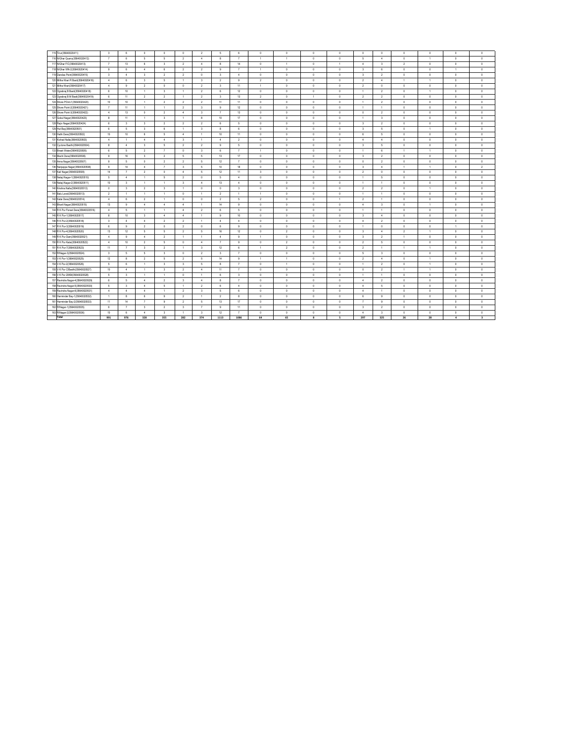| | | | | | | | | | | | | | | | | | | | |
|---|---|---|---|---|---|---|---|---|---|---|---|---|---|---|---|---|---|---|---|
| 115 | Tirur(35640020411) | 3 | 6 | 0 | 0 | 0 | 2 | 5 | 6 | 0 | 0 | 0 | 0 | 0 | 0 | 0 | 0 | 0 | 0 |
| 116 | N/Ghar Quarry(35640020412) | 7 | 6 | 5 | 5 | 2 | 4 | 8 | 7 | 1 | 1 | 0 | 0 | 5 | 4 | 0 | 1 | 0 | 0 |
| 117 | N/Ghar F/D(35640020413) | 7 | 13 | 8 | 3 | 2 | 4 | 8 | 14 | 0 | 1 | 0 | 1 | 4 | 3 | 2 | 0 | 0 | 0 |
| 118 | N/Ghar WN-2(35640020414) | 9 | 6 | 4 | 6 | 2 | 2 | 9 | 7 | 1 | 0 | 0 | 0 | 3 | 6 | 0 | 0 | 1 | 0 |
| 119 | Dandas Point(35640020415) | 3 | 4 | 3 | 2 | 2 | 0 | 3 | 4 | 0 | 0 | 0 | 0 | 3 | 2 | 0 | 0 | 0 | 0 |
| 120 | Mitha Khari R.Basti(35640020416) | 4 | 6 | 3 | 5 | 1 | 3 | 2 | 9 | 2 | 0 | 0 | 0 | 2 | 4 | 1 | 1 | 0 | 0 |
| 121 | Mitha Khari(35640020417) | 4 | 9 | 2 | 0 | 0 | 2 | 3 | 11 | 1 | 0 | 0 | 0 | 2 | 0 | 0 | 0 | 0 | 0 |
| 122 | Ograbraj B Basti(35640020418) | 6 | 10 | 1 | 3 | 1 | 2 | 6 | 12 | 0 | 0 | 0 | 0 | 1 | 2 | 0 | 1 | 0 | 0 |
| 123 | Ograbraj B M Basti(35640020419) | 6 | 11 | 2 | 2 | 1 | 2 | 3 | 13 | 2 | 0 | 1 | 0 | 2 | 2 | 0 | 0 | 0 | 0 |
| 124 | Shore POint-1(35640020420) | 10 | 10 | 1 | 2 | 2 | 2 | 11 | 11 | 0 | 0 | 0 | 0 | 1 | 2 | 0 | 0 | 0 | 0 |
| 125 | Shore Point-2(35640020421) | 7 | 11 | 1 | 1 | 2 | 3 | 9 | 12 | 0 | 0 | 0 | 0 | 1 | 1 | 0 | 0 | 0 | 0 |
| 126 | Shore Point-3(35640020422) | 4 | 13 | 0 | 2 | 4 | 3 | 7 | 13 | 0 | 0 | 0 | 0 | 0 | 2 | 0 | 0 | 0 | 0 |
| 127 | Gokul Nagar(35640020423) | 8 | 11 | 1 | 3 | 1 | 8 | 10 | 17 | 0 | 0 | 0 | 0 | 1 | 3 | 0 | 0 | 0 | 0 |
| 128 | Rajiv Nagar(35640020424) | 6 | 3 | 3 | 2 | 2 | 2 | 6 | 5 | 0 | 0 | 0 | 0 | 3 | 2 | 0 | 0 | 0 | 0 |
| 129 | Hut Bay(35640020501) | 6 | 5 | 3 | 6 | 1 | 3 | 8 | 6 | 0 | 0 | 0 | 0 | 3 | 5 | 0 | 1 | 0 | 0 |
| 130 | Hathi Dera(35640020502) | 10 | 10 | 6 | 5 | 4 | 1 | 10 | 11 | 0 | 0 | 0 | 0 | 6 | 5 | 0 | 0 | 0 | 0 |
| 131 | Kichad Nalla(35640020503) | 4 | 1 | 4 | 4 | 3 | 1 | 4 | 2 | 0 | 0 | 0 | 0 | 4 | 4 | 0 | 0 | 0 | 0 |
| 132 | Cyclone Basthi(35640020504) | 8 | 4 | 3 | 5 | 2 | 2 | 9 | 5 | 0 | 0 | 0 | 0 | 3 | 5 | 0 | 0 | 0 | 0 |
| 133 | Break Water(35640020505) | 6 | 5 | 2 | 7 | 0 | 3 | 6 | 7 | 1 | 0 | 0 | 0 | 1 | 6 | 1 | 1 | 0 | 0 |
| 134 | Machi Dera(35640020506) | 9 | 16 | 3 | 2 | 5 | 5 | 13 | 17 | 0 | 0 | 0 | 0 | 3 | 2 | 0 | 0 | 0 | 0 |
| 135 | Anna Nagar(35640020507) | 9 | 5 | 0 | 2 | 2 | 5 | 12 | 7 | 0 | 0 | 0 | 0 | 0 | 2 | 0 | 0 | 0 | 0 |
| 136 | Nanjappa Nagar(35640020508) | 9 | 14 | 4 | 7 | 3 | 5 | 10 | 18 | 0 | 0 | 0 | 0 | 3 | 4 | 1 | 1 | 0 | 2 |
| 137 | Kali Nagar(35640020509) | 14 | 7 | 2 | 0 | 4 | 5 | 12 | 11 | 3 | 0 | 0 | 0 | 2 | 0 | 0 | 0 | 0 | 0 |
| 138 | Netaji Nagar-1(35640020510) | 5 | 4 | 1 | 5 | 2 | 0 | 5 | 4 | 0 | 0 | 0 | 0 | 1 | 5 | 0 | 0 | 0 | 0 |
| 139 | Netaji Nagar-2(35640020511) | 10 | 3 | 1 | 1 | 3 | 4 | 13 | 4 | 0 | 0 | 0 | 0 | 1 | 1 | 0 | 0 | 0 | 0 |
| 140 | Krishna Nalla(35640020512) | 0 | 3 | 2 | 3 | 1 | 0 | 0 | 3 | 0 | 0 | 0 | 0 | 2 | 2 | 0 | 1 | 0 | 0 |
| 141 | Batu Lawai(35640020513) | 2 | 1 | 1 | 1 | 0 | 1 | 2 | 1 | 1 | 0 | 0 | 0 | 1 | 1 | 0 | 0 | 0 | 0 |
| 142 | Katai Dera(35640020514) | 4 | 6 | 2 | 1 | 0 | 0 | 2 | 5 | 2 | 0 | 0 | 1 | 2 | 1 | 0 | 0 | 0 | 0 |
| 143 | Bharti Nagar(35640020515) | 13 | 9 | 4 | 4 | 4 | 1 | 14 | 9 | 0 | 0 | 0 | 0 | 4 | 3 | 0 | 1 | 0 | 0 |
| 144 | R K Pur Forest Dera(35640020516) | 4 | 5 | 1 | 1 | 4 | 2 | 6 | 5 | 0 | 0 | 0 | 0 | 1 | 1 | 0 | 0 | 0 | 0 |
| 145 | R K Pur-1(35640020517) | 8 | 10 | 3 | 4 | 4 | 1 | 9 | 10 | 0 | 0 | 0 | 0 | 3 | 4 | 0 | 0 | 0 | 0 |
| 146 | R K Pur-2(35640020518) | 3 | 4 | 4 | 2 | 2 | 1 | 4 | 4 | 0 | 0 | 0 | 0 | 4 | 2 | 0 | 0 | 0 | 0 |
| 147 | R K Pur-3(35640020519) | 6 | 9 | 2 | 0 | 2 | 0 | 6 | 9 | 0 | 0 | 0 | 0 | 1 | 0 | 0 | 0 | 1 | 0 |
| 148 | R K Pur-4(35640020520) | 13 | 12 | 5 | 5 | 2 | 5 | 16 | 12 | 0 | 2 | 0 | 0 | 3 | 4 | 2 | 1 | 0 | 0 |
| 149 | R K Pur Dam(35640020521) | 4 | 9 | 4 | 2 | 1 | 1 | 4 | 9 | 1 | 0 | 0 | 0 | 3 | 2 | 1 | 0 | 0 | 0 |
| 150 | R K Pur Katai(35640020522) | 4 | 10 | 2 | 5 | 0 | 4 | 7 | 9 | 0 | 2 | 0 | 0 | 2 | 5 | 0 | 0 | 0 | 0 |
| 151 | R K Pur-7(35640020523) | 11 | 7 | 3 | 2 | 1 | 3 | 12 | 6 | 1 | 2 | 0 | 0 | 2 | 1 | 1 | 1 | 0 | 0 |
| 152 | R/Nagar-3(35640020524) | 3 | 5 | 5 | 3 | 0 | 2 | 3 | 7 | 0 | 0 | 0 | 0 | 5 | 3 | 0 | 0 | 0 | 0 |
| 153 | V K Pur-1(35640020525) | 12 | 8 | 2 | 5 | 2 | 5 | 14 | 9 | 1 | 1 | 0 | 0 | 2 | 4 | 0 | 1 | 0 | 0 |
| 154 | V K Pur-2(35640020526) | 5 | 6 | 1 | 3 | 3 | 5 | 8 | 7 | 0 | 1 | 0 | 0 | 1 | 2 | 0 | 1 | 0 | 0 |
| 155 | V K Pur C/Basthi(35640020527) | 10 | 4 | 1 | 3 | 2 | 4 | 11 | 7 | 0 | 0 | 0 | 0 | 0 | 2 | 1 | 1 | 0 | 0 |
| 156 | V K Pur 20KM(35640020528) | 5 | 3 | 1 | 1 | 0 | 1 | 6 | 3 | 0 | 0 | 0 | 0 | 1 | 1 | 0 | 0 | 0 | 0 |
| 157 | Ravindra Nagar-4(35640020529) | 6 | 5 | 4 | 2 | 3 | 4 | 8 | 7 | 0 | 0 | 0 | 0 | 4 | 2 | 0 | 0 | 0 | 0 |
| 158 | Ravindra Nagar-5(35640020530) | 5 | 3 | 4 | 5 | 1 | 2 | 6 | 4 | 0 | 0 | 0 | 0 | 4 | 5 | 0 | 0 | 0 | 0 |
| 159 | Ravindra Nagar-6(35640020531) | 4 | 4 | 4 | 1 | 2 | 3 | 5 | 6 | 0 | 0 | 0 | 0 | 4 | 1 | 0 | 0 | 0 | 0 |
| 160 | Harminder Bay-1(35640020532) | 1 | 8 | 6 | 9 | 2 | 1 | 2 | 8 | 0 | 0 | 0 | 0 | 6 | 9 | 0 | 0 | 0 | 0 |
| 161 | Harminder Bay-2(35640020533) | 11 | 14 | 7 | 9 | 2 | 5 | 13 | 17 | 0 | 0 | 0 | 0 | 7 | 9 | 0 | 0 | 0 | 0 |
| 162 | R/Nagar-1(35640020535) | 6 | 7 | 3 | 2 | 3 | 7 | 9 | 11 | 0 | 0 | 0 | 0 | 3 | 2 | 0 | 0 | 0 | 0 |
| 163 | R/Nagar-2(35640020536) | 10 | 6 | 4 | 3 | 1 | 3 | 12 | 7 | 0 | 0 | 0 | 0 | 4 | 3 | 0 | 0 | 0 | 0 |
| | **Total** | **991** | **976** | **328** | **355** | **282** | **374** | **1113** | **1086** | **64** | **65** | **8** | **5** | **297** | **325** | **26** | **28** | **4** | **3** |